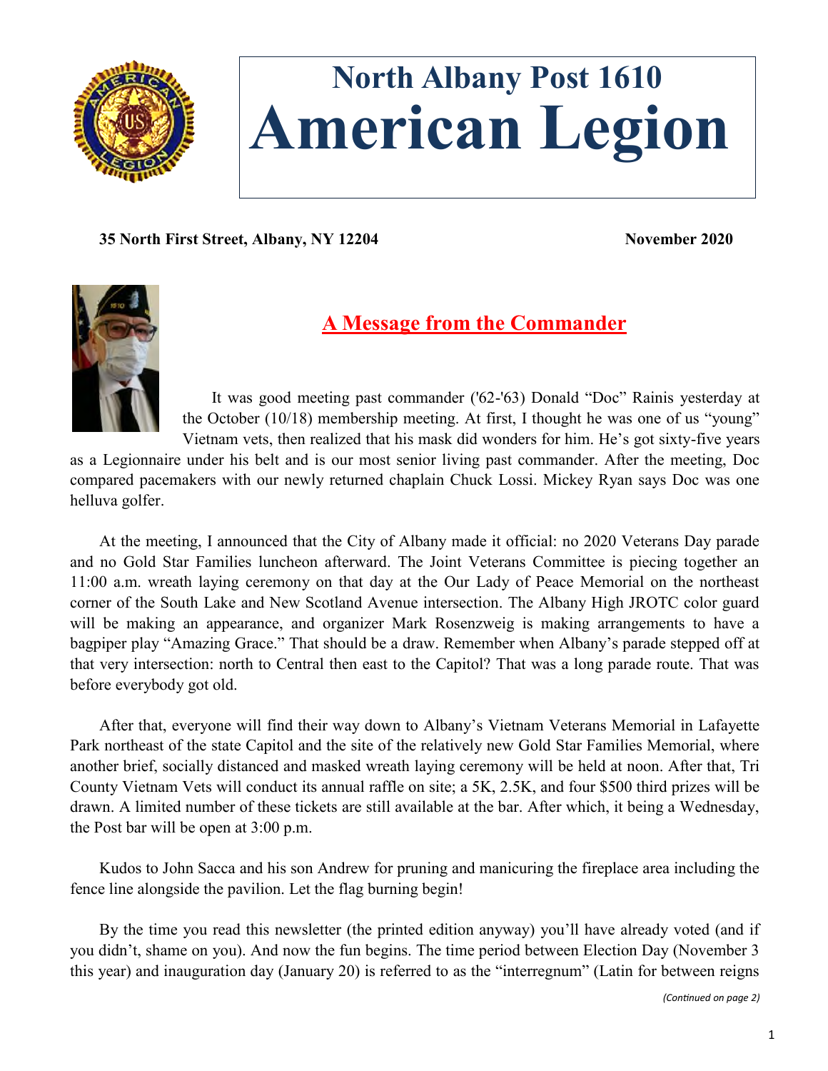# North Albany Post 1610
# American Legion

**35 North First Street, Albany, NY 12204** **November 2020**

## A Message from the Commander

It was good meeting past commander ('62-'63) Donald "Doc" Rainis yesterday at the October (10/18) membership meeting. At first, I thought he was one of us "young" Vietnam vets, then realized that his mask did wonders for him. He's got sixty-five years as a Legionnaire under his belt and is our most senior living past commander. After the meeting, Doc compared pacemakers with our newly returned chaplain Chuck Lossi. Mickey Ryan says Doc was one helluva golfer.

At the meeting, I announced that the City of Albany made it official: no 2020 Veterans Day parade and no Gold Star Families luncheon afterward. The Joint Veterans Committee is piecing together an 11:00 a.m. wreath laying ceremony on that day at the Our Lady of Peace Memorial on the northeast corner of the South Lake and New Scotland Avenue intersection. The Albany High JROTC color guard will be making an appearance, and organizer Mark Rosenzweig is making arrangements to have a bagpiper play "Amazing Grace." That should be a draw. Remember when Albany's parade stepped off at that very intersection: north to Central then east to the Capitol? That was a long parade route. That was before everybody got old.

After that, everyone will find their way down to Albany's Vietnam Veterans Memorial in Lafayette Park northeast of the state Capitol and the site of the relatively new Gold Star Families Memorial, where another brief, socially distanced and masked wreath laying ceremony will be held at noon. After that, Tri County Vietnam Vets will conduct its annual raffle on site; a 5K, 2.5K, and four $500 third prizes will be drawn. A limited number of these tickets are still available at the bar. After which, it being a Wednesday, the Post bar will be open at 3:00 p.m.

Kudos to John Sacca and his son Andrew for pruning and manicuring the fireplace area including the fence line alongside the pavilion. Let the flag burning begin!

By the time you read this newsletter (the printed edition anyway) you'll have already voted (and if you didn't, shame on you). And now the fun begins. The time period between Election Day (November 3 this year) and inauguration day (January 20) is referred to as the "interregnum" (Latin for between reigns

*(Continued on page 2)*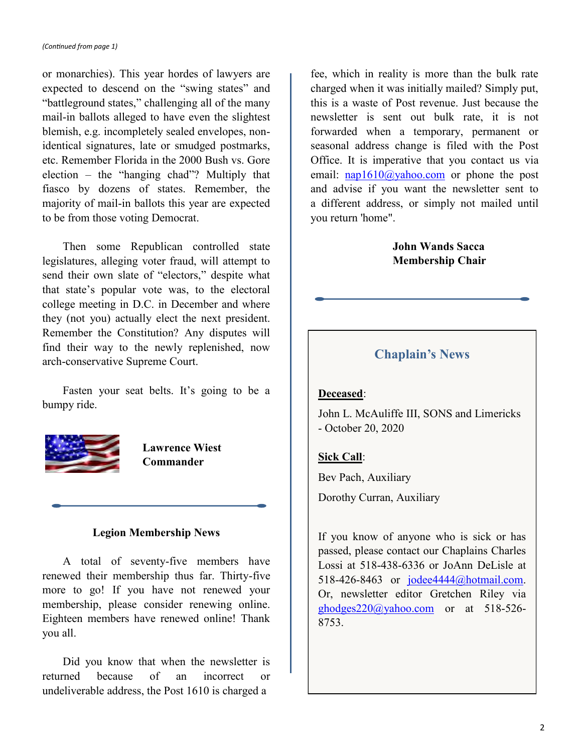*(Continued from page 1)*

or monarchies). This year hordes of lawyers are expected to descend on the "swing states" and "battleground states," challenging all of the many mail-in ballots alleged to have even the slightest blemish, e.g. incompletely sealed envelopes, non-identical signatures, late or smudged postmarks, etc. Remember Florida in the 2000 Bush vs. Gore election – the "hanging chad"? Multiply that fiasco by dozens of states. Remember, the majority of mail-in ballots this year are expected to be from those voting Democrat.

Then some Republican controlled state legislatures, alleging voter fraud, will attempt to send their own slate of "electors," despite what that state's popular vote was, to the electoral college meeting in D.C. in December and where they (not you) actually elect the next president. Remember the Constitution? Any disputes will find their way to the newly replenished, now arch-conservative Supreme Court.

Fasten your seat belts. It's going to be a bumpy ride.

**Lawrence Wiest**
**Commander**

## Legion Membership News

A total of seventy-five members have renewed their membership thus far. Thirty-five more to go! If you have not renewed your membership, please consider renewing online. Eighteen members have renewed online! Thank you all.

Did you know that when the newsletter is returned because of an incorrect or undeliverable address, the Post 1610 is charged a fee, which in reality is more than the bulk rate charged when it was initially mailed? Simply put, this is a waste of Post revenue. Just because the newsletter is sent out bulk rate, it is not forwarded when a temporary, permanent or seasonal address change is filed with the Post Office. It is imperative that you contact us via email: nap1610@yahoo.com or phone the post and advise if you want the newsletter sent to a different address, or simply not mailed until you return 'home".

**John Wands Sacca**
**Membership Chair**

## Chaplain's News

**Deceased**:

John L. McAuliffe III, SONS and Limericks - October 20, 2020

**Sick Call**:

Bev Pach, Auxiliary

Dorothy Curran, Auxiliary

If you know of anyone who is sick or has passed, please contact our Chaplains Charles Lossi at 518-438-6336 or JoAnn DeLisle at 518-426-8463 or jodee4444@hotmail.com. Or, newsletter editor Gretchen Riley via ghodges220@yahoo.com or at 518-526-8753.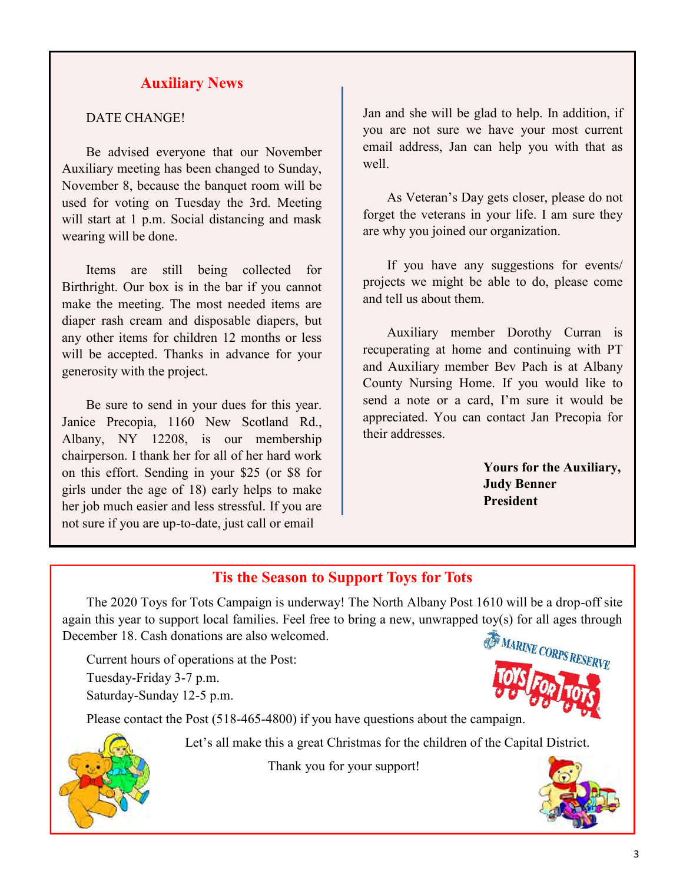## Auxiliary News

DATE CHANGE!

Be advised everyone that our November Auxiliary meeting has been changed to Sunday, November 8, because the banquet room will be used for voting on Tuesday the 3rd. Meeting will start at 1 p.m. Social distancing and mask wearing will be done.

Items are still being collected for Birthright. Our box is in the bar if you cannot make the meeting. The most needed items are diaper rash cream and disposable diapers, but any other items for children 12 months or less will be accepted. Thanks in advance for your generosity with the project.

Be sure to send in your dues for this year. Janice Precopia, 1160 New Scotland Rd., Albany, NY 12208, is our membership chairperson. I thank her for all of her hard work on this effort. Sending in your $25 (or $8 for girls under the age of 18) early helps to make her job much easier and less stressful. If you are not sure if you are up-to-date, just call or email Jan and she will be glad to help. In addition, if you are not sure we have your most current email address, Jan can help you with that as well.

As Veteran's Day gets closer, please do not forget the veterans in your life. I am sure they are why you joined our organization.

If you have any suggestions for events/ projects we might be able to do, please come and tell us about them.

Auxiliary member Dorothy Curran is recuperating at home and continuing with PT and Auxiliary member Bev Pach is at Albany County Nursing Home. If you would like to send a note or a card, I'm sure it would be appreciated. You can contact Jan Precopia for their addresses.

**Yours for the Auxiliary,**
**Judy Benner**
**President**

## Tis the Season to Support Toys for Tots

The 2020 Toys for Tots Campaign is underway! The North Albany Post 1610 will be a drop-off site again this year to support local families. Feel free to bring a new, unwrapped toy(s) for all ages through December 18. Cash donations are also welcomed.

Current hours of operations at the Post:
Tuesday-Friday 3-7 p.m.
Saturday-Sunday 12-5 p.m.

Please contact the Post (518-465-4800) if you have questions about the campaign.

Let's all make this a great Christmas for the children of the Capital District.

Thank you for your support!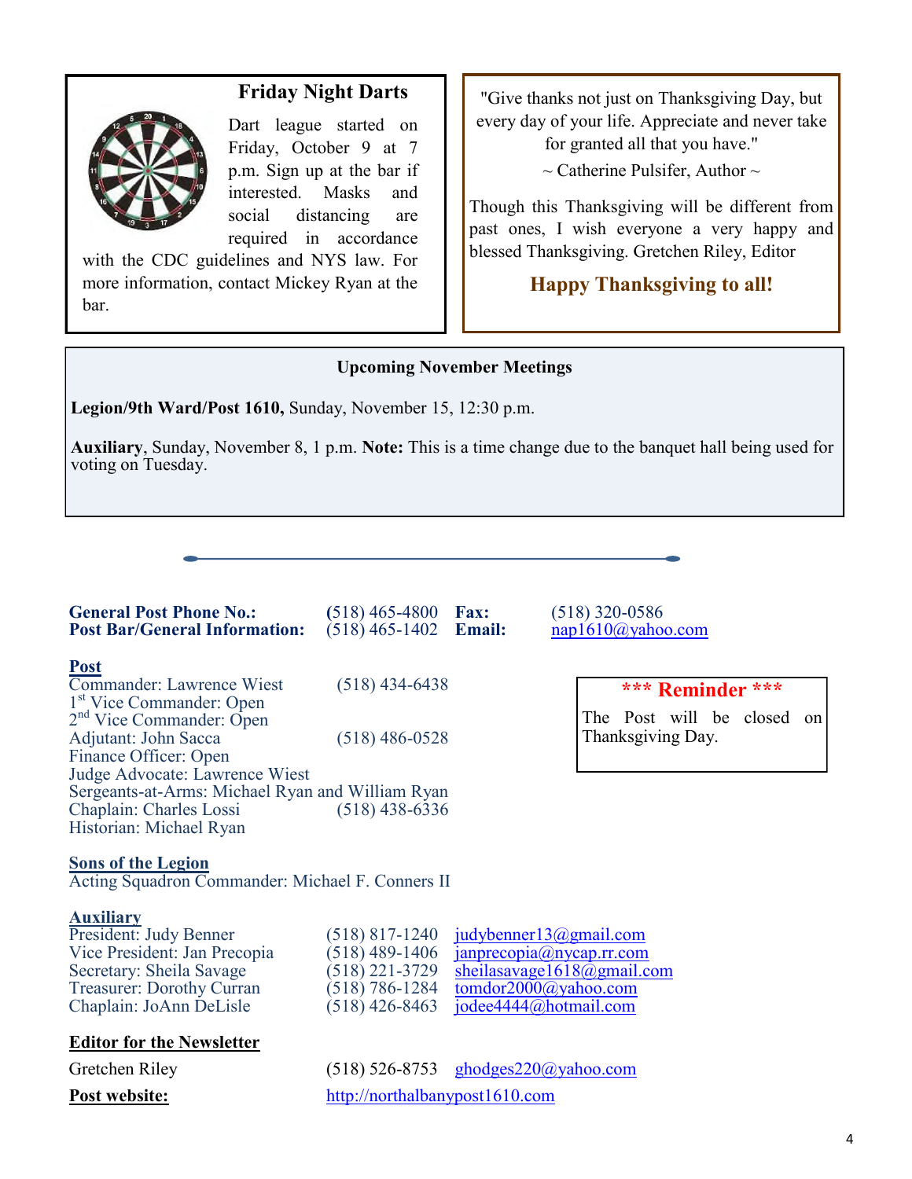## Friday Night Darts

Dart league started on Friday, October 9 at 7 p.m. Sign up at the bar if interested. Masks and social distancing are required in accordance with the CDC guidelines and NYS law. For more information, contact Mickey Ryan at the bar.

"Give thanks not just on Thanksgiving Day, but every day of your life. Appreciate and never take for granted all that you have."

~ Catherine Pulsifer, Author ~

Though this Thanksgiving will be different from past ones, I wish everyone a very happy and blessed Thanksgiving. Gretchen Riley, Editor

**Happy Thanksgiving to all!**

### Upcoming November Meetings

**Legion/9th Ward/Post 1610,** Sunday, November 15, 12:30 p.m.

**Auxiliary**, Sunday, November 8, 1 p.m. **Note:** This is a time change due to the banquet hall being used for voting on Tuesday.

---

| | | | |
|---|---|---|---|
| **General Post Phone No.:** | (518) 465-4800 | **Fax:** | (518) 320-0586 |
| **Post Bar/General Information:** | (518) 465-1402 | **Email:** | nap1610@yahoo.com |

**Post**

Commander: Lawrence Wiest (518) 434-6438
1st Vice Commander: Open
2nd Vice Commander: Open
Adjutant: John Sacca (518) 486-0528
Finance Officer: Open
Judge Advocate: Lawrence Wiest
Sergeants-at-Arms: Michael Ryan and William Ryan
Chaplain: Charles Lossi (518) 438-6336
Historian: Michael Ryan

**\*\*\* Reminder \*\*\***

The Post will be closed on Thanksgiving Day.

**Sons of the Legion**

Acting Squadron Commander: Michael F. Conners II

**Auxiliary**

| | | |
|---|---|---|
| President: Judy Benner | (518) 817-1240 | judybenner13@gmail.com |
| Vice President: Jan Precopia | (518) 489-1406 | janprecopia@nycap.rr.com |
| Secretary: Sheila Savage | (518) 221-3729 | sheilasavage1618@gmail.com |
| Treasurer: Dorothy Curran | (518) 786-1284 | tomdor2000@yahoo.com |
| Chaplain: JoAnn DeLisle | (518) 426-8463 | jodee4444@hotmail.com |

**Editor for the Newsletter**

Gretchen Riley (518) 526-8753 ghodges220@yahoo.com

**Post website:** http://northalbanypost1610.com